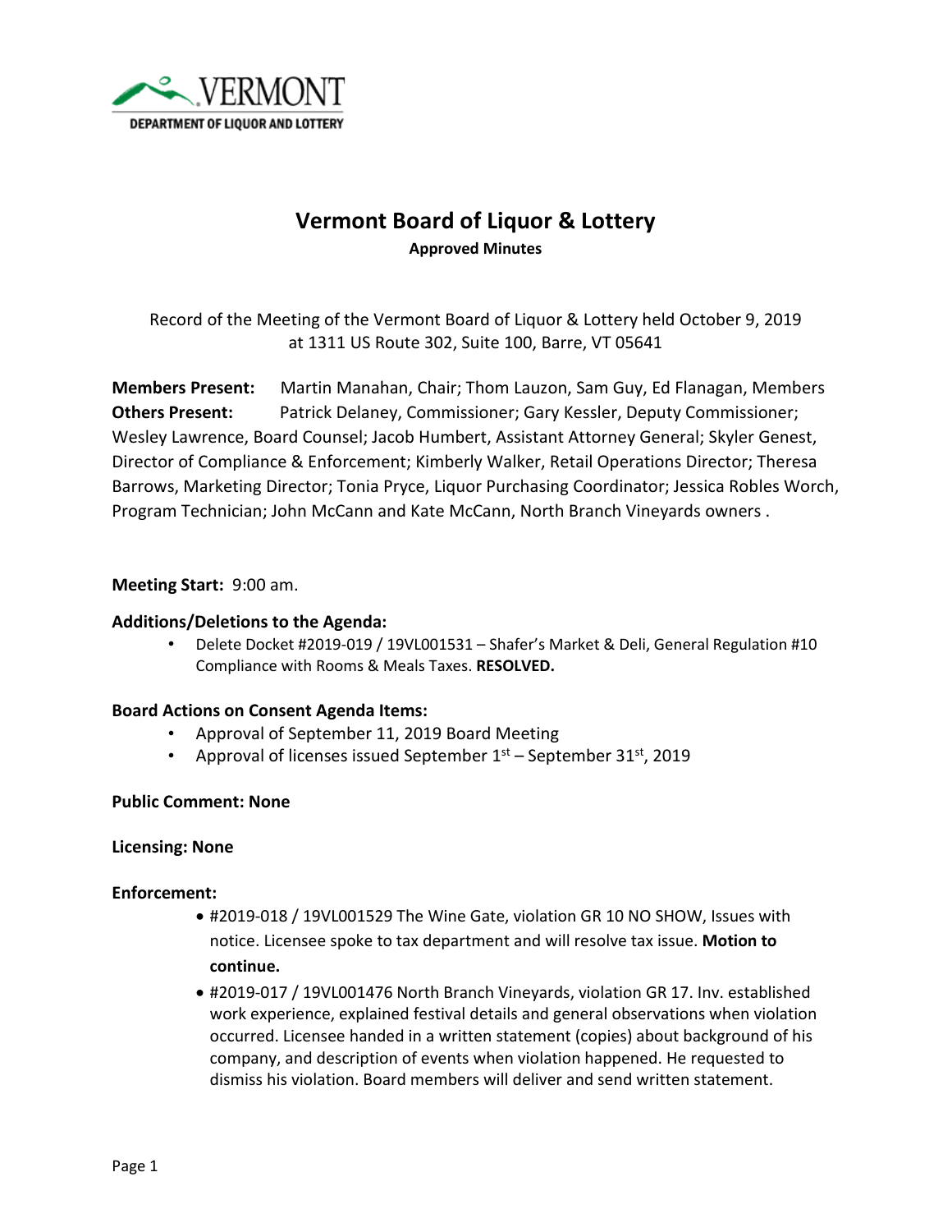VERMONT

DEPARTMENT OF LIQUOR AND LOTTERY

# Vermont Board of Liquor & Lottery

**Approved Minutes**

Record of the Meeting of the Vermont Board of Liquor & Lottery held October 9, 2019 at 1311 US Route 302, Suite 100, Barre, VT 05641

**Members Present:** Martin Manahan, Chair; Thom Lauzon, Sam Guy, Ed Flanagan, Members
**Others Present:** Patrick Delaney, Commissioner; Gary Kessler, Deputy Commissioner; Wesley Lawrence, Board Counsel; Jacob Humbert, Assistant Attorney General; Skyler Genest, Director of Compliance & Enforcement; Kimberly Walker, Retail Operations Director; Theresa Barrows, Marketing Director; Tonia Pryce, Liquor Purchasing Coordinator; Jessica Robles Worch, Program Technician; John McCann and Kate McCann, North Branch Vineyards owners .

**Meeting Start:** 9:00 am.

**Additions/Deletions to the Agenda:**

- Delete Docket #2019-019 / 19VL001531 – Shafer's Market & Deli, General Regulation #10 Compliance with Rooms & Meals Taxes. **RESOLVED.**

**Board Actions on Consent Agenda Items:**

- Approval of September 11, 2019 Board Meeting
- Approval of licenses issued September 1st – September 31st, 2019

**Public Comment: None**

**Licensing: None**

**Enforcement:**

- #2019-018 / 19VL001529 The Wine Gate, violation GR 10 NO SHOW, Issues with notice. Licensee spoke to tax department and will resolve tax issue. **Motion to continue.**
- #2019-017 / 19VL001476 North Branch Vineyards, violation GR 17. Inv. established work experience, explained festival details and general observations when violation occurred. Licensee handed in a written statement (copies) about background of his company, and description of events when violation happened. He requested to dismiss his violation. Board members will deliver and send written statement.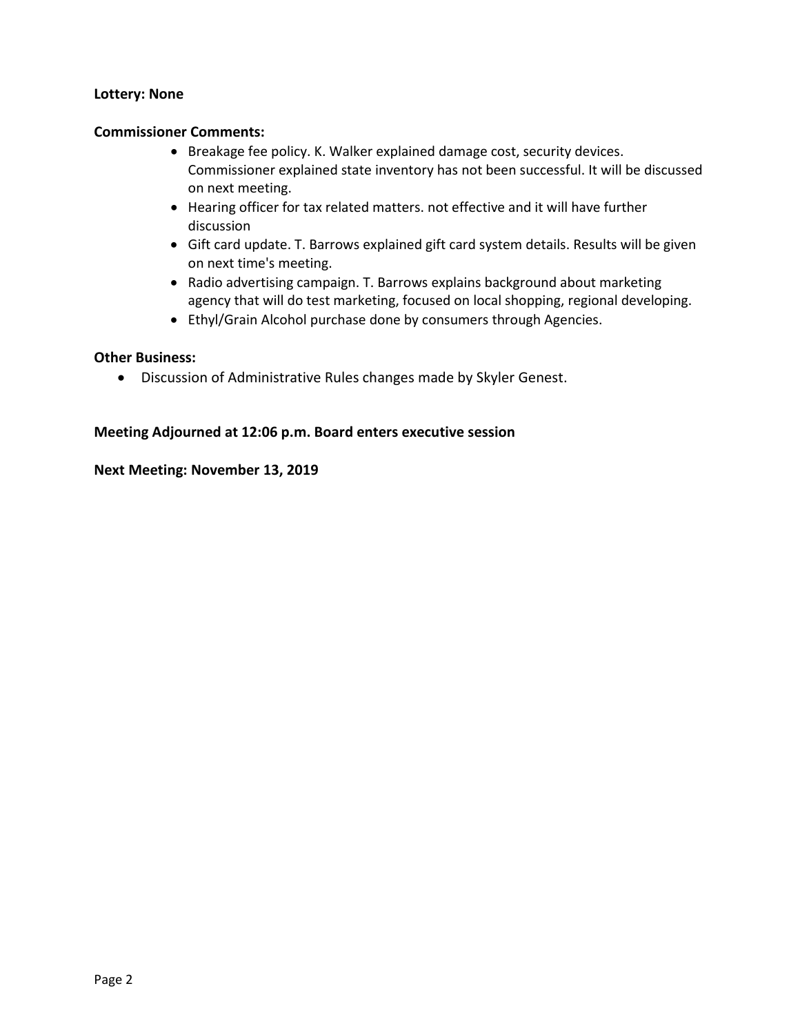**Lottery: None**

**Commissioner Comments:**

- Breakage fee policy. K. Walker explained damage cost, security devices. Commissioner explained state inventory has not been successful. It will be discussed on next meeting.
- Hearing officer for tax related matters. not effective and it will have further discussion
- Gift card update. T. Barrows explained gift card system details. Results will be given on next time's meeting.
- Radio advertising campaign. T. Barrows explains background about marketing agency that will do test marketing, focused on local shopping, regional developing.
- Ethyl/Grain Alcohol purchase done by consumers through Agencies.

**Other Business:**

- Discussion of Administrative Rules changes made by Skyler Genest.

**Meeting Adjourned at 12:06 p.m. Board enters executive session**

**Next Meeting: November 13, 2019**